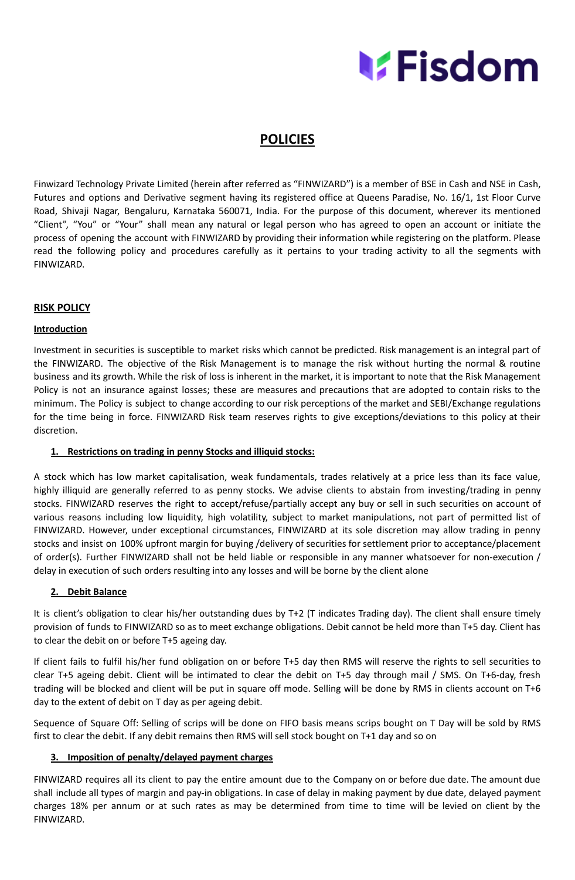# POLICIES

Finwizard Technology Private Limited (herein after referred as "FINWIZARD") is a member of BSE in Cash and NSE in Cash, Futures and options and Derivative segment having its registered office at Queens Paradise, No. 16/1, 1st Floor Curve Road, Shivaji Nagar, Bengaluru, Karnataka 560071, India. For the purpose of this document, wherever its mentioned "Client", "You" or "Your" shall mean any natural or legal person who has agreed to open an account or initiate the process of opening the account with FINWIZARD by providing their information while registering on the platform. Please read the following policy and procedures carefully as it pertains to your trading activity to all the segments with FINWIZARD.

## RISK POLICY

### Introduction

Investment in securities is susceptible to market risks which cannot be predicted. Risk management is an integral part of the FINWIZARD. The objective of the Risk Management is to manage the risk without hurting the normal & routine business and its growth. While the risk of loss is inherent in the market, it is important to note that the Risk Management Policy is not an insurance against losses; these are measures and precautions that are adopted to contain risks to the minimum. The Policy is subject to change according to our risk perceptions of the market and SEBI/Exchange regulations for the time being in force. FINWIZARD Risk team reserves rights to give exceptions/deviations to this policy at their discretion.

### 1. Restrictions on trading in penny Stocks and illiquid stocks:

A stock which has low market capitalisation, weak fundamentals, trades relatively at a price less than its face value, highly illiquid are generally referred to as penny stocks. We advise clients to abstain from investing/trading in penny stocks. FINWIZARD reserves the right to accept/refuse/partially accept any buy or sell in such securities on account of various reasons including low liquidity, high volatility, subject to market manipulations, not part of permitted list of FINWIZARD. However, under exceptional circumstances, FINWIZARD at its sole discretion may allow trading in penny stocks and insist on 100% upfront margin for buying /delivery of securities for settlement prior to acceptance/placement of order(s). Further FINWIZARD shall not be held liable or responsible in any manner whatsoever for non-execution / delay in execution of such orders resulting into any losses and will be borne by the client alone

### 2. Debit Balance

It is client's obligation to clear his/her outstanding dues by T+2 (T indicates Trading day). The client shall ensure timely provision of funds to FINWIZARD so as to meet exchange obligations. Debit cannot be held more than T+5 day. Client has to clear the debit on or before T+5 ageing day.

If client fails to fulfil his/her fund obligation on or before T+5 day then RMS will reserve the rights to sell securities to clear T+5 ageing debit. Client will be intimated to clear the debit on T+5 day through mail / SMS. On T+6-day, fresh trading will be blocked and client will be put in square off mode. Selling will be done by RMS in clients account on T+6 day to the extent of debit on T day as per ageing debit.

Sequence of Square Off: Selling of scrips will be done on FIFO basis means scrips bought on T Day will be sold by RMS first to clear the debit. If any debit remains then RMS will sell stock bought on T+1 day and so on

### 3. Imposition of penalty/delayed payment charges

FINWIZARD requires all its client to pay the entire amount due to the Company on or before due date. The amount due shall include all types of margin and pay-in obligations. In case of delay in making payment by due date, delayed payment charges 18% per annum or at such rates as may be determined from time to time will be levied on client by the FINWIZARD.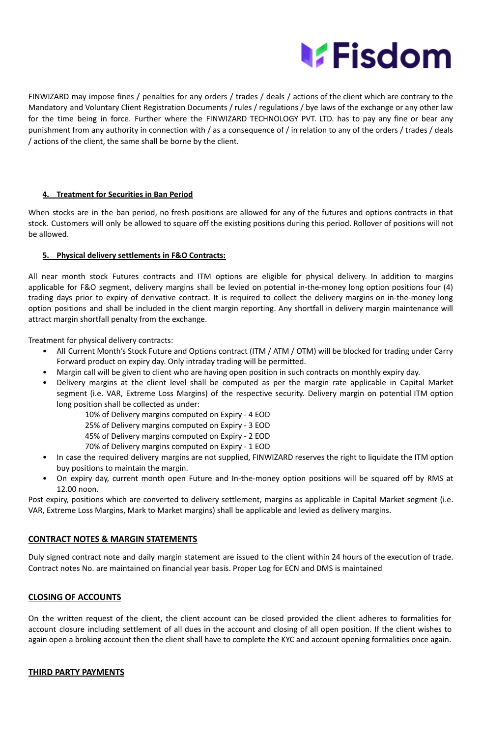FINWIZARD may impose fines / penalties for any orders / trades / deals / actions of the client which are contrary to the Mandatory and Voluntary Client Registration Documents / rules / regulations / bye laws of the exchange or any other law for the time being in force. Further where the FINWIZARD TECHNOLOGY PVT. LTD. has to pay any fine or bear any punishment from any authority in connection with / as a consequence of / in relation to any of the orders / trades / deals / actions of the client, the same shall be borne by the client.

### 4. Treatment for Securities in Ban Period

When stocks are in the ban period, no fresh positions are allowed for any of the futures and options contracts in that stock. Customers will only be allowed to square off the existing positions during this period. Rollover of positions will not be allowed.

### 5. Physical delivery settlements in F&O Contracts:

All near month stock Futures contracts and ITM options are eligible for physical delivery. In addition to margins applicable for F&O segment, delivery margins shall be levied on potential in-the-money long option positions four (4) trading days prior to expiry of derivative contract. It is required to collect the delivery margins on in-the-money long option positions and shall be included in the client margin reporting. Any shortfall in delivery margin maintenance will attract margin shortfall penalty from the exchange.

Treatment for physical delivery contracts:

- All Current Month's Stock Future and Options contract (ITM / ATM / OTM) will be blocked for trading under Carry Forward product on expiry day. Only intraday trading will be permitted.
- Margin call will be given to client who are having open position in such contracts on monthly expiry day.
- Delivery margins at the client level shall be computed as per the margin rate applicable in Capital Market segment (i.e. VAR, Extreme Loss Margins) of the respective security. Delivery margin on potential ITM option long position shall be collected as under:
  - 10% of Delivery margins computed on Expiry - 4 EOD
  - 25% of Delivery margins computed on Expiry - 3 EOD
  - 45% of Delivery margins computed on Expiry - 2 EOD
  - 70% of Delivery margins computed on Expiry - 1 EOD
- In case the required delivery margins are not supplied, FINWIZARD reserves the right to liquidate the ITM option buy positions to maintain the margin.
- On expiry day, current month open Future and In-the-money option positions will be squared off by RMS at 12.00 noon.

Post expiry, positions which are converted to delivery settlement, margins as applicable in Capital Market segment (i.e. VAR, Extreme Loss Margins, Mark to Market margins) shall be applicable and levied as delivery margins.

## CONTRACT NOTES & MARGIN STATEMENTS

Duly signed contract note and daily margin statement are issued to the client within 24 hours of the execution of trade. Contract notes No. are maintained on financial year basis. Proper Log for ECN and DMS is maintained

## CLOSING OF ACCOUNTS

On the written request of the client, the client account can be closed provided the client adheres to formalities for account closure including settlement of all dues in the account and closing of all open position. If the client wishes to again open a broking account then the client shall have to complete the KYC and account opening formalities once again.

## THIRD PARTY PAYMENTS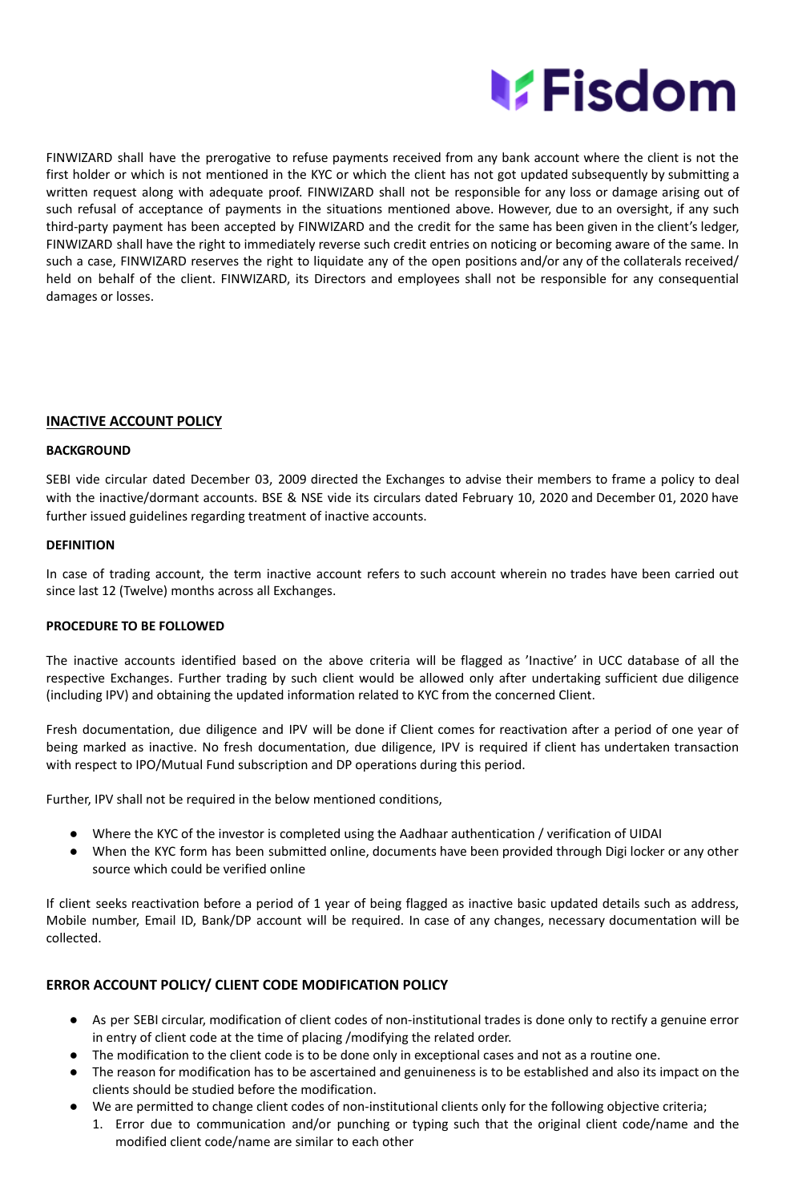FINWIZARD shall have the prerogative to refuse payments received from any bank account where the client is not the first holder or which is not mentioned in the KYC or which the client has not got updated subsequently by submitting a written request along with adequate proof. FINWIZARD shall not be responsible for any loss or damage arising out of such refusal of acceptance of payments in the situations mentioned above. However, due to an oversight, if any such third-party payment has been accepted by FINWIZARD and the credit for the same has been given in the client's ledger, FINWIZARD shall have the right to immediately reverse such credit entries on noticing or becoming aware of the same. In such a case, FINWIZARD reserves the right to liquidate any of the open positions and/or any of the collaterals received/ held on behalf of the client. FINWIZARD, its Directors and employees shall not be responsible for any consequential damages or losses.

## INACTIVE ACCOUNT POLICY

### BACKGROUND

SEBI vide circular dated December 03, 2009 directed the Exchanges to advise their members to frame a policy to deal with the inactive/dormant accounts. BSE & NSE vide its circulars dated February 10, 2020 and December 01, 2020 have further issued guidelines regarding treatment of inactive accounts.

### DEFINITION

In case of trading account, the term inactive account refers to such account wherein no trades have been carried out since last 12 (Twelve) months across all Exchanges.

### PROCEDURE TO BE FOLLOWED

The inactive accounts identified based on the above criteria will be flagged as 'Inactive' in UCC database of all the respective Exchanges. Further trading by such client would be allowed only after undertaking sufficient due diligence (including IPV) and obtaining the updated information related to KYC from the concerned Client.

Fresh documentation, due diligence and IPV will be done if Client comes for reactivation after a period of one year of being marked as inactive. No fresh documentation, due diligence, IPV is required if client has undertaken transaction with respect to IPO/Mutual Fund subscription and DP operations during this period.

Further, IPV shall not be required in the below mentioned conditions,

- Where the KYC of the investor is completed using the Aadhaar authentication / verification of UIDAI
- When the KYC form has been submitted online, documents have been provided through Digi locker or any other source which could be verified online

If client seeks reactivation before a period of 1 year of being flagged as inactive basic updated details such as address, Mobile number, Email ID, Bank/DP account will be required. In case of any changes, necessary documentation will be collected.

## ERROR ACCOUNT POLICY/ CLIENT CODE MODIFICATION POLICY

- As per SEBI circular, modification of client codes of non-institutional trades is done only to rectify a genuine error in entry of client code at the time of placing /modifying the related order.
- The modification to the client code is to be done only in exceptional cases and not as a routine one.
- The reason for modification has to be ascertained and genuineness is to be established and also its impact on the clients should be studied before the modification.
- We are permitted to change client codes of non-institutional clients only for the following objective criteria;
  1. Error due to communication and/or punching or typing such that the original client code/name and the modified client code/name are similar to each other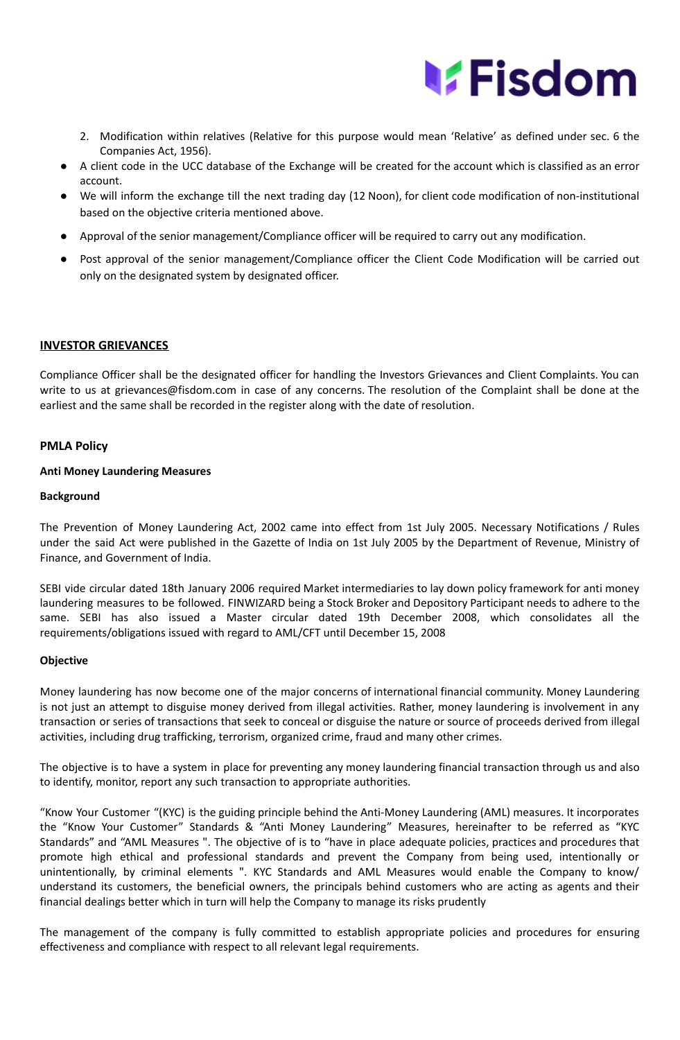2. Modification within relatives (Relative for this purpose would mean 'Relative' as defined under sec. 6 the Companies Act, 1956).

- A client code in the UCC database of the Exchange will be created for the account which is classified as an error account.
- We will inform the exchange till the next trading day (12 Noon), for client code modification of non-institutional based on the objective criteria mentioned above.
- Approval of the senior management/Compliance officer will be required to carry out any modification.
- Post approval of the senior management/Compliance officer the Client Code Modification will be carried out only on the designated system by designated officer.

## INVESTOR GRIEVANCES

Compliance Officer shall be the designated officer for handling the Investors Grievances and Client Complaints. You can write to us at grievances@fisdom.com in case of any concerns. The resolution of the Complaint shall be done at the earliest and the same shall be recorded in the register along with the date of resolution.

## PMLA Policy

### Anti Money Laundering Measures

#### Background

The Prevention of Money Laundering Act, 2002 came into effect from 1st July 2005. Necessary Notifications / Rules under the said Act were published in the Gazette of India on 1st July 2005 by the Department of Revenue, Ministry of Finance, and Government of India.

SEBI vide circular dated 18th January 2006 required Market intermediaries to lay down policy framework for anti money laundering measures to be followed. FINWIZARD being a Stock Broker and Depository Participant needs to adhere to the same. SEBI has also issued a Master circular dated 19th December 2008, which consolidates all the requirements/obligations issued with regard to AML/CFT until December 15, 2008

#### Objective

Money laundering has now become one of the major concerns of international financial community. Money Laundering is not just an attempt to disguise money derived from illegal activities. Rather, money laundering is involvement in any transaction or series of transactions that seek to conceal or disguise the nature or source of proceeds derived from illegal activities, including drug trafficking, terrorism, organized crime, fraud and many other crimes.

The objective is to have a system in place for preventing any money laundering financial transaction through us and also to identify, monitor, report any such transaction to appropriate authorities.

"Know Your Customer "(KYC) is the guiding principle behind the Anti-Money Laundering (AML) measures. It incorporates the "Know Your Customer" Standards & "Anti Money Laundering" Measures, hereinafter to be referred as "KYC Standards" and "AML Measures ". The objective of is to "have in place adequate policies, practices and procedures that promote high ethical and professional standards and prevent the Company from being used, intentionally or unintentionally, by criminal elements ". KYC Standards and AML Measures would enable the Company to know/ understand its customers, the beneficial owners, the principals behind customers who are acting as agents and their financial dealings better which in turn will help the Company to manage its risks prudently

The management of the company is fully committed to establish appropriate policies and procedures for ensuring effectiveness and compliance with respect to all relevant legal requirements.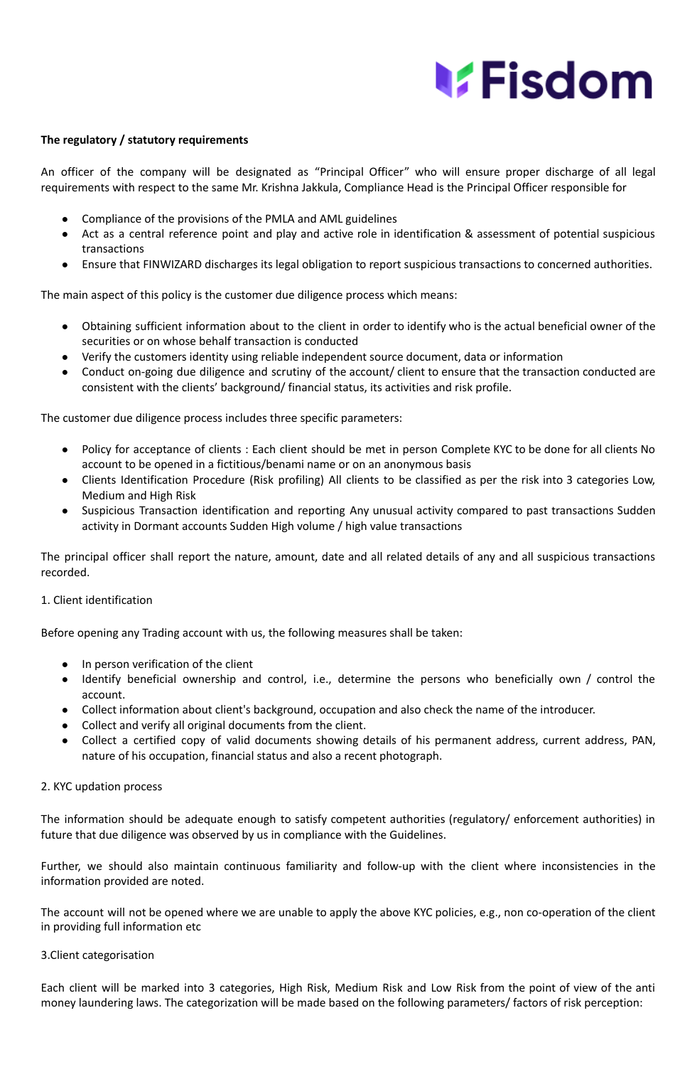**The regulatory / statutory requirements**

An officer of the company will be designated as "Principal Officer" who will ensure proper discharge of all legal requirements with respect to the same Mr. Krishna Jakkula, Compliance Head is the Principal Officer responsible for

- Compliance of the provisions of the PMLA and AML guidelines
- Act as a central reference point and play and active role in identification & assessment of potential suspicious transactions
- Ensure that FINWIZARD discharges its legal obligation to report suspicious transactions to concerned authorities.

The main aspect of this policy is the customer due diligence process which means:

- Obtaining sufficient information about to the client in order to identify who is the actual beneficial owner of the securities or on whose behalf transaction is conducted
- Verify the customers identity using reliable independent source document, data or information
- Conduct on-going due diligence and scrutiny of the account/ client to ensure that the transaction conducted are consistent with the clients' background/ financial status, its activities and risk profile.

The customer due diligence process includes three specific parameters:

- Policy for acceptance of clients : Each client should be met in person Complete KYC to be done for all clients No account to be opened in a fictitious/benami name or on an anonymous basis
- Clients Identification Procedure (Risk profiling) All clients to be classified as per the risk into 3 categories Low, Medium and High Risk
- Suspicious Transaction identification and reporting Any unusual activity compared to past transactions Sudden activity in Dormant accounts Sudden High volume / high value transactions

The principal officer shall report the nature, amount, date and all related details of any and all suspicious transactions recorded.

1. Client identification

Before opening any Trading account with us, the following measures shall be taken:

- In person verification of the client
- Identify beneficial ownership and control, i.e., determine the persons who beneficially own / control the account.
- Collect information about client's background, occupation and also check the name of the introducer.
- Collect and verify all original documents from the client.
- Collect a certified copy of valid documents showing details of his permanent address, current address, PAN, nature of his occupation, financial status and also a recent photograph.

2. KYC updation process

The information should be adequate enough to satisfy competent authorities (regulatory/ enforcement authorities) in future that due diligence was observed by us in compliance with the Guidelines.

Further, we should also maintain continuous familiarity and follow-up with the client where inconsistencies in the information provided are noted.

The account will not be opened where we are unable to apply the above KYC policies, e.g., non co-operation of the client in providing full information etc

3.Client categorisation

Each client will be marked into 3 categories, High Risk, Medium Risk and Low Risk from the point of view of the anti money laundering laws. The categorization will be made based on the following parameters/ factors of risk perception: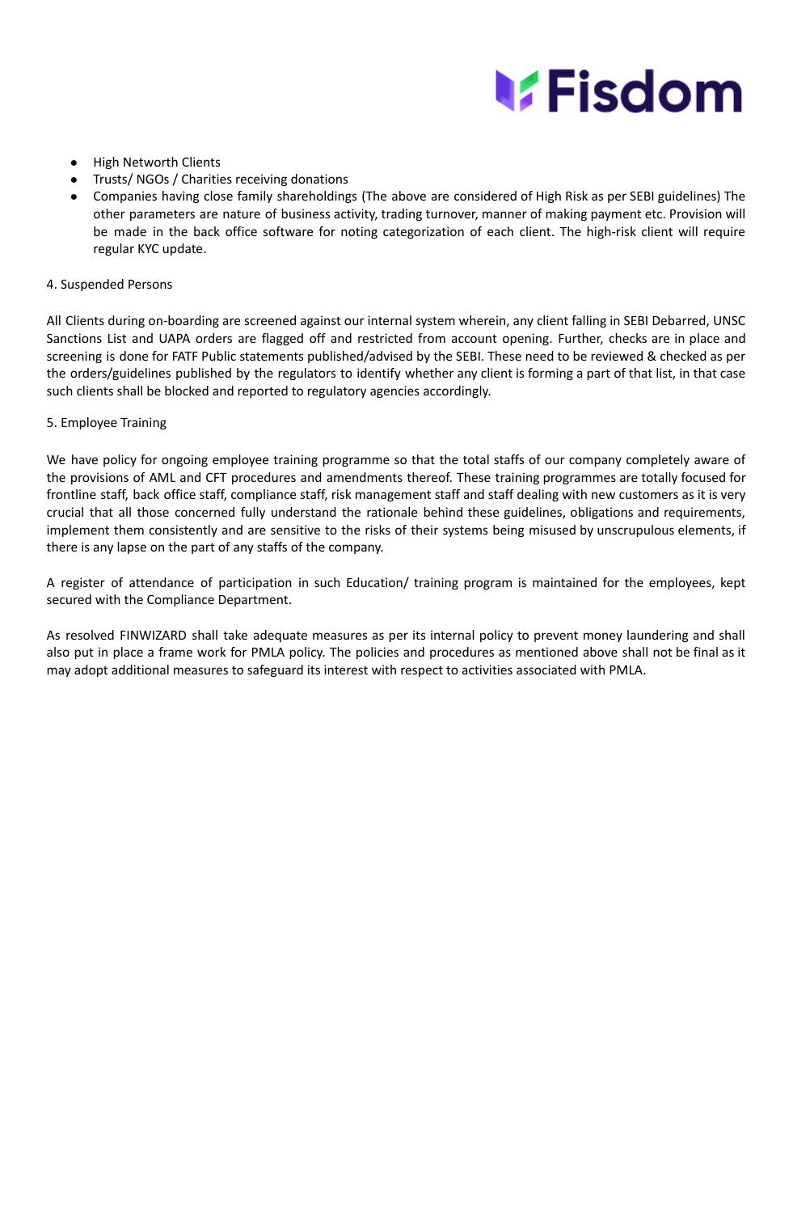- High Networth Clients
- Trusts/ NGOs / Charities receiving donations
- Companies having close family shareholdings (The above are considered of High Risk as per SEBI guidelines) The other parameters are nature of business activity, trading turnover, manner of making payment etc. Provision will be made in the back office software for noting categorization of each client. The high-risk client will require regular KYC update.

4. Suspended Persons

All Clients during on-boarding are screened against our internal system wherein, any client falling in SEBI Debarred, UNSC Sanctions List and UAPA orders are flagged off and restricted from account opening. Further, checks are in place and screening is done for FATF Public statements published/advised by the SEBI. These need to be reviewed & checked as per the orders/guidelines published by the regulators to identify whether any client is forming a part of that list, in that case such clients shall be blocked and reported to regulatory agencies accordingly.

5. Employee Training

We have policy for ongoing employee training programme so that the total staffs of our company completely aware of the provisions of AML and CFT procedures and amendments thereof. These training programmes are totally focused for frontline staff, back office staff, compliance staff, risk management staff and staff dealing with new customers as it is very crucial that all those concerned fully understand the rationale behind these guidelines, obligations and requirements, implement them consistently and are sensitive to the risks of their systems being misused by unscrupulous elements, if there is any lapse on the part of any staffs of the company.

A register of attendance of participation in such Education/ training program is maintained for the employees, kept secured with the Compliance Department.

As resolved FINWIZARD shall take adequate measures as per its internal policy to prevent money laundering and shall also put in place a frame work for PMLA policy. The policies and procedures as mentioned above shall not be final as it may adopt additional measures to safeguard its interest with respect to activities associated with PMLA.